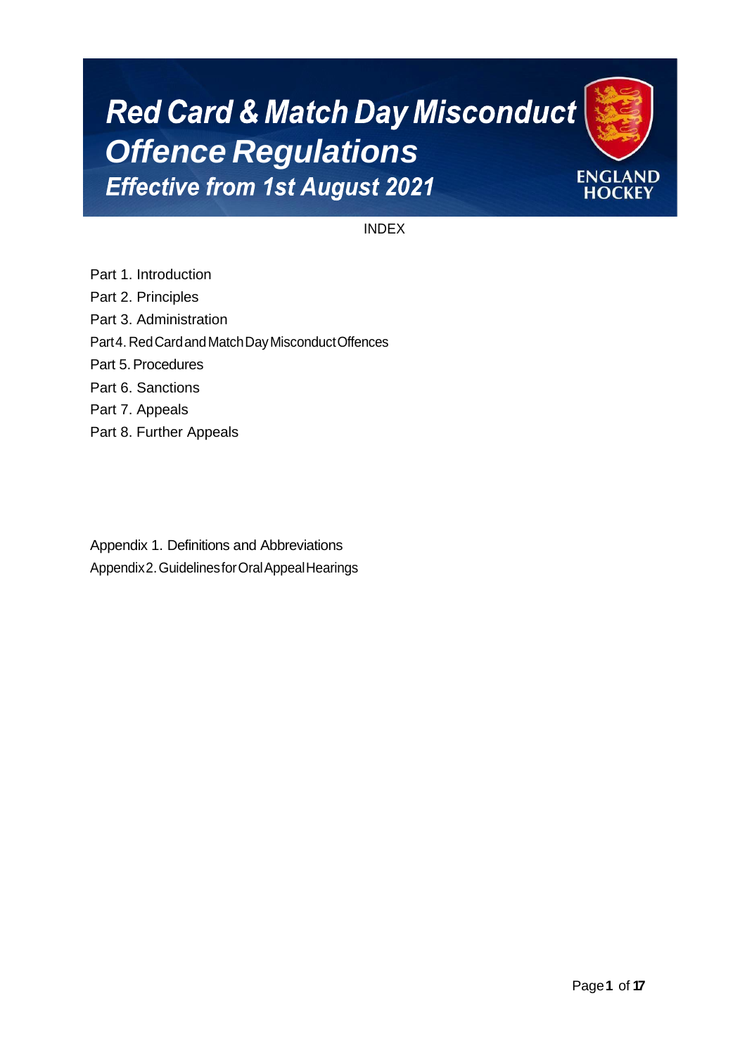# Red Card & Match Day Misconduct Offence Regulations

## Effective from 1st August 2021

ENGLAND HOCKEY

INDEX

Part 1. Introduction
Part 2. Principles
Part 3. Administration
Part 4. Red Card and Match Day Misconduct Offences
Part 5. Procedures
Part 6. Sanctions
Part 7. Appeals
Part 8. Further Appeals

Appendix 1. Definitions and Abbreviations
Appendix 2. Guidelines for Oral Appeal Hearings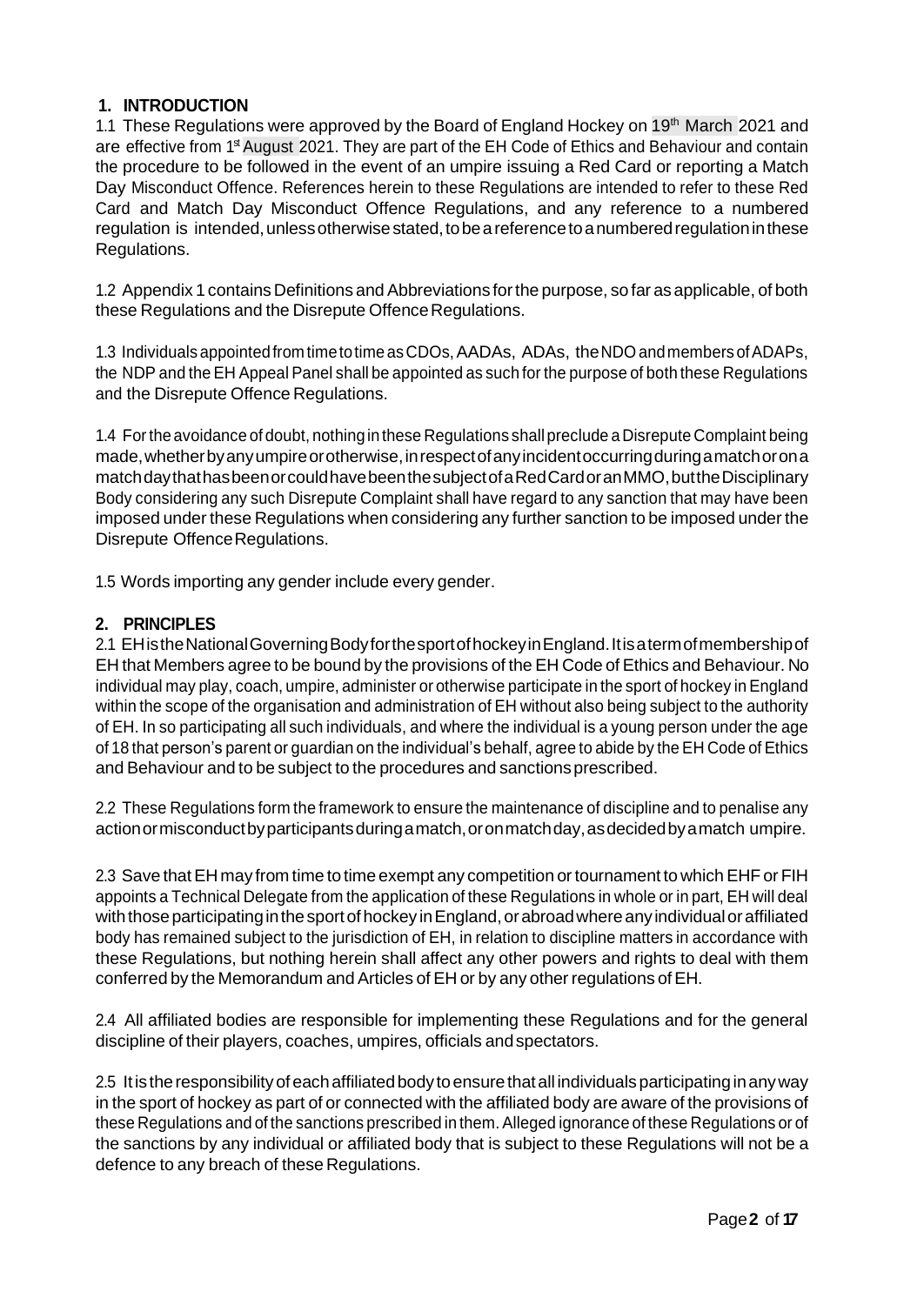## 1. INTRODUCTION

1.1 These Regulations were approved by the Board of England Hockey on 19th March 2021 and are effective from 1st August 2021. They are part of the EH Code of Ethics and Behaviour and contain the procedure to be followed in the event of an umpire issuing a Red Card or reporting a Match Day Misconduct Offence. References herein to these Regulations are intended to refer to these Red Card and Match Day Misconduct Offence Regulations, and any reference to a numbered regulation is intended, unless otherwise stated, to be a reference to a numbered regulation in these Regulations.

1.2 Appendix 1 contains Definitions and Abbreviations for the purpose, so far as applicable, of both these Regulations and the Disrepute Offence Regulations.

1.3 Individuals appointed from time to time as CDOs, AADAs, ADAs, the NDO and members of ADAPs, the NDP and the EH Appeal Panel shall be appointed as such for the purpose of both these Regulations and the Disrepute Offence Regulations.

1.4 For the avoidance of doubt, nothing in these Regulations shall preclude a Disrepute Complaint being made, whether by any umpire or otherwise, in respect of any incident occurring during a match or on a match day that has been or could have been the subject of a Red Card or an MMO, but the Disciplinary Body considering any such Disrepute Complaint shall have regard to any sanction that may have been imposed under these Regulations when considering any further sanction to be imposed under the Disrepute Offence Regulations.

1.5 Words importing any gender include every gender.

## 2. PRINCIPLES

2.1 EH is the National Governing Body for the sport of hockey in England. It is a term of membership of EH that Members agree to be bound by the provisions of the EH Code of Ethics and Behaviour. No individual may play, coach, umpire, administer or otherwise participate in the sport of hockey in England within the scope of the organisation and administration of EH without also being subject to the authority of EH. In so participating all such individuals, and where the individual is a young person under the age of 18 that person's parent or guardian on the individual's behalf, agree to abide by the EH Code of Ethics and Behaviour and to be subject to the procedures and sanctions prescribed.

2.2 These Regulations form the framework to ensure the maintenance of discipline and to penalise any action or misconduct by participants during a match, or on match day, as decided by a match umpire.

2.3 Save that EH may from time to time exempt any competition or tournament to which EHF or FIH appoints a Technical Delegate from the application of these Regulations in whole or in part, EH will deal with those participating in the sport of hockey in England, or abroad where any individual or affiliated body has remained subject to the jurisdiction of EH, in relation to discipline matters in accordance with these Regulations, but nothing herein shall affect any other powers and rights to deal with them conferred by the Memorandum and Articles of EH or by any other regulations of EH.

2.4 All affiliated bodies are responsible for implementing these Regulations and for the general discipline of their players, coaches, umpires, officials and spectators.

2.5 It is the responsibility of each affiliated body to ensure that all individuals participating in any way in the sport of hockey as part of or connected with the affiliated body are aware of the provisions of these Regulations and of the sanctions prescribed in them. Alleged ignorance of these Regulations or of the sanctions by any individual or affiliated body that is subject to these Regulations will not be a defence to any breach of these Regulations.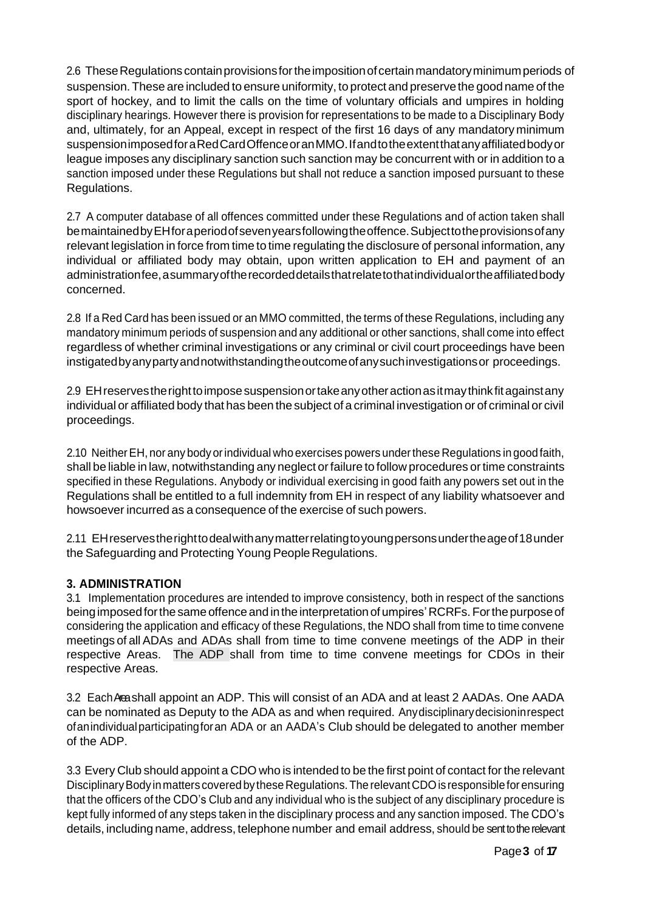2.6 These Regulations contain provisions for the imposition of certain mandatory minimum periods of suspension. These are included to ensure uniformity, to protect and preserve the good name of the sport of hockey, and to limit the calls on the time of voluntary officials and umpires in holding disciplinary hearings. However there is provision for representations to be made to a Disciplinary Body and, ultimately, for an Appeal, except in respect of the first 16 days of any mandatory minimum suspension imposed for a Red Card Offence or an MMO. If and to the extent that any affiliated body or league imposes any disciplinary sanction such sanction may be concurrent with or in addition to a sanction imposed under these Regulations but shall not reduce a sanction imposed pursuant to these Regulations.

2.7 A computer database of all offences committed under these Regulations and of action taken shall be maintained by EH for a period of seven years following the offence. Subject to the provisions of any relevant legislation in force from time to time regulating the disclosure of personal information, any individual or affiliated body may obtain, upon written application to EH and payment of an administration fee, a summary of the recorded details that relate to that individual or the affiliated body concerned.

2.8 If a Red Card has been issued or an MMO committed, the terms of these Regulations, including any mandatory minimum periods of suspension and any additional or other sanctions, shall come into effect regardless of whether criminal investigations or any criminal or civil court proceedings have been instigated by any party and notwithstanding the outcome of any such investigations or proceedings.

2.9 EH reserves the right to impose suspension or take any other action as it may think fit against any individual or affiliated body that has been the subject of a criminal investigation or of criminal or civil proceedings.

2.10 Neither EH, nor any body or individual who exercises powers under these Regulations in good faith, shall be liable in law, notwithstanding any neglect or failure to follow procedures or time constraints specified in these Regulations. Anybody or individual exercising in good faith any powers set out in the Regulations shall be entitled to a full indemnity from EH in respect of any liability whatsoever and howsoever incurred as a consequence of the exercise of such powers.

2.11 EH reserves the right to deal with any matter relating to young persons under the age of 18 under the Safeguarding and Protecting Young People Regulations.

## 3. ADMINISTRATION

3.1 Implementation procedures are intended to improve consistency, both in respect of the sanctions being imposed for the same offence and in the interpretation of umpires' RCRFs. For the purpose of considering the application and efficacy of these Regulations, the NDO shall from time to time convene meetings of all ADAs and ADAs shall from time to time convene meetings of the ADP in their respective Areas. The ADP shall from time to time convene meetings for CDOs in their respective Areas.

3.2 Each Area shall appoint an ADP. This will consist of an ADA and at least 2 AADAs. One AADA can be nominated as Deputy to the ADA as and when required. Any disciplinary decision in respect of an individual participating for an ADA or an AADA's Club should be delegated to another member of the ADP.

3.3 Every Club should appoint a CDO who is intended to be the first point of contact for the relevant Disciplinary Body in matters covered by these Regulations. The relevant CDO is responsible for ensuring that the officers of the CDO's Club and any individual who is the subject of any disciplinary procedure is kept fully informed of any steps taken in the disciplinary process and any sanction imposed. The CDO's details, including name, address, telephone number and email address, should be sent to the relevant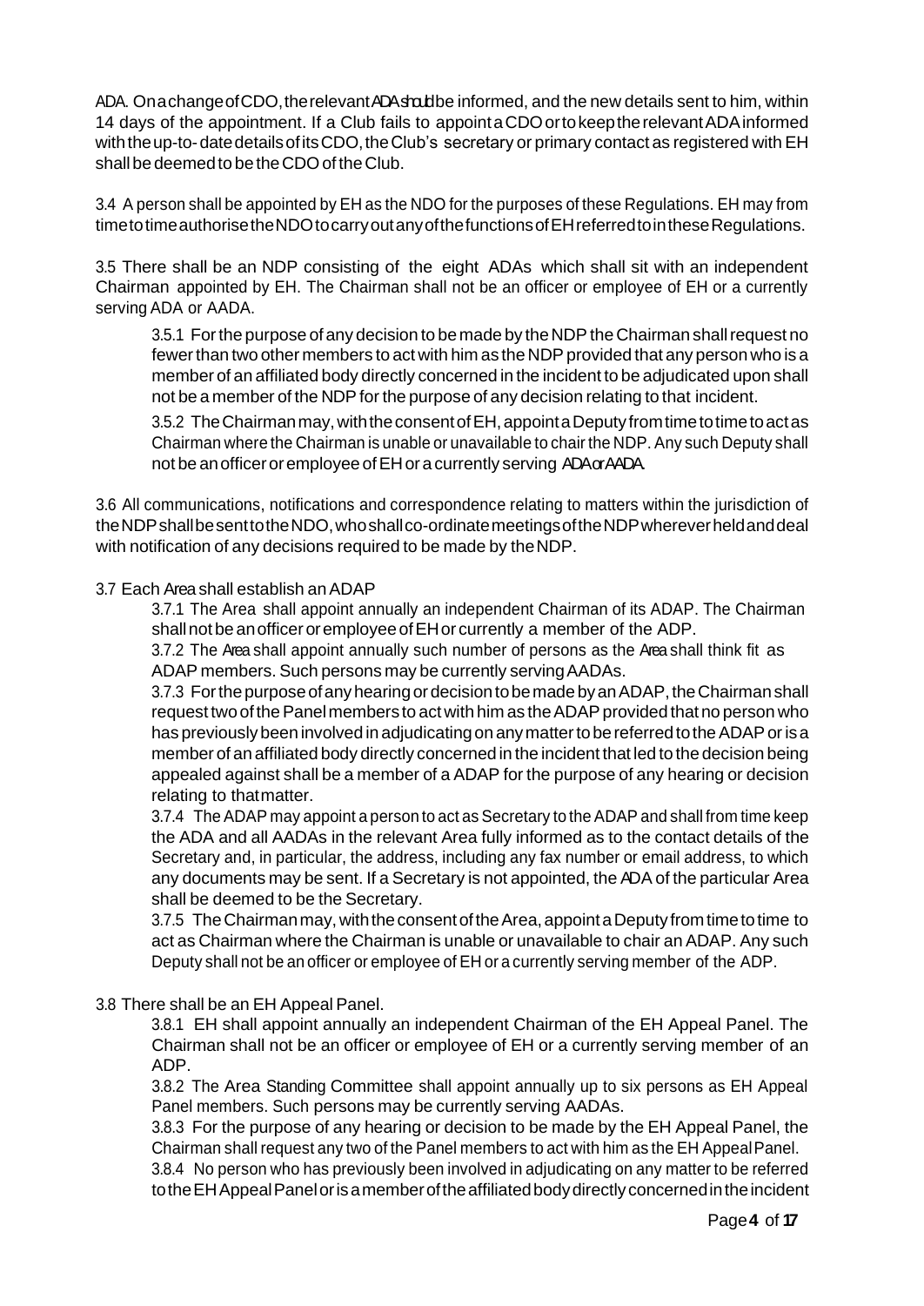ADA. On a change of CDO, the relevant ADA should be informed, and the new details sent to him, within 14 days of the appointment. If a Club fails to appoint a CDO or to keep the relevant ADA informed with the up-to-date details of its CDO, the Club's secretary or primary contact as registered with EH shall be deemed to be the CDO of the Club.

3.4 A person shall be appointed by EH as the NDO for the purposes of these Regulations. EH may from time to time authorise the NDO to carry out any of the functions of EH referred to in these Regulations.

3.5 There shall be an NDP consisting of the eight ADAs which shall sit with an independent Chairman appointed by EH. The Chairman shall not be an officer or employee of EH or a currently serving ADA or AADA.

> 3.5.1 For the purpose of any decision to be made by the NDP the Chairman shall request no fewer than two other members to act with him as the NDP provided that any person who is a member of an affiliated body directly concerned in the incident to be adjudicated upon shall not be a member of the NDP for the purpose of any decision relating to that incident.
>
> 3.5.2 The Chairman may, with the consent of EH, appoint a Deputy from time to time to act as Chairman where the Chairman is unable or unavailable to chair the NDP. Any such Deputy shall not be an officer or employee of EH or a currently serving ADA or AADA.

3.6 All communications, notifications and correspondence relating to matters within the jurisdiction of the NDP shall be sent to the NDO, who shall co-ordinate meetings of the NDP wherever held and deal with notification of any decisions required to be made by the NDP.

3.7 Each Area shall establish an ADAP

> 3.7.1 The Area shall appoint annually an independent Chairman of its ADAP. The Chairman shall not be an officer or employee of EH or currently a member of the ADP.
>
> 3.7.2 The Area shall appoint annually such number of persons as the Area shall think fit as ADAP members. Such persons may be currently serving AADAs.
>
> 3.7.3 For the purpose of any hearing or decision to be made by an ADAP, the Chairman shall request two of the Panel members to act with him as the ADAP provided that no person who has previously been involved in adjudicating on any matter to be referred to the ADAP or is a member of an affiliated body directly concerned in the incident that led to the decision being appealed against shall be a member of a ADAP for the purpose of any hearing or decision relating to that matter.
>
> 3.7.4 The ADAP may appoint a person to act as Secretary to the ADAP and shall from time keep the ADA and all AADAs in the relevant Area fully informed as to the contact details of the Secretary and, in particular, the address, including any fax number or email address, to which any documents may be sent. If a Secretary is not appointed, the ADA of the particular Area shall be deemed to be the Secretary.
>
> 3.7.5 The Chairman may, with the consent of the Area, appoint a Deputy from time to time to act as Chairman where the Chairman is unable or unavailable to chair an ADAP. Any such Deputy shall not be an officer or employee of EH or a currently serving member of the ADP.

3.8 There shall be an EH Appeal Panel.

> 3.8.1 EH shall appoint annually an independent Chairman of the EH Appeal Panel. The Chairman shall not be an officer or employee of EH or a currently serving member of an ADP.
>
> 3.8.2 The Area Standing Committee shall appoint annually up to six persons as EH Appeal Panel members. Such persons may be currently serving AADAs.
>
> 3.8.3 For the purpose of any hearing or decision to be made by the EH Appeal Panel, the Chairman shall request any two of the Panel members to act with him as the EH Appeal Panel.
>
> 3.8.4 No person who has previously been involved in adjudicating on any matter to be referred to the EH Appeal Panel or is a member of the affiliated body directly concerned in the incident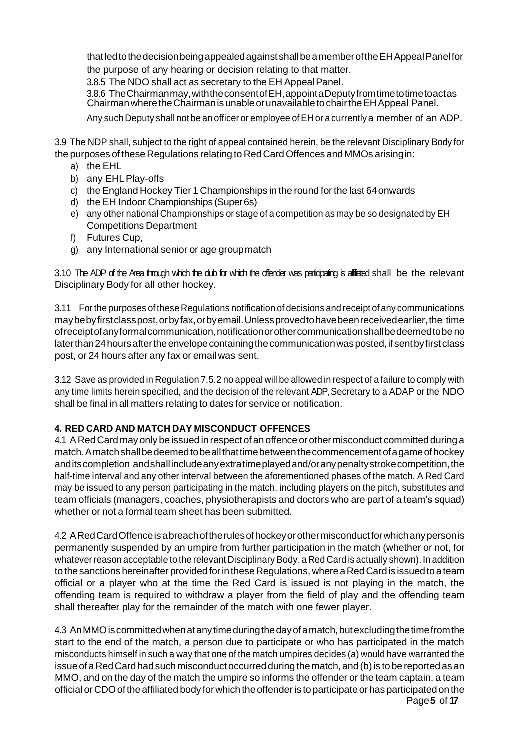that led to the decision being appealed against shall be a member of the EH Appeal Panel for the purpose of any hearing or decision relating to that matter.

3.8.5 The NDO shall act as secretary to the EH Appeal Panel.

3.8.6 The Chairman may, with the consent of EH, appoint a Deputy from time to time to act as Chairman where the Chairman is unable or unavailable to chair the EH Appeal Panel.

Any such Deputy shall not be an officer or employee of EH or a currently a member of an ADP.

3.9 The NDP shall, subject to the right of appeal contained herein, be the relevant Disciplinary Body for the purposes of these Regulations relating to Red Card Offences and MMOs arising in:

a) the EHL
b) any EHL Play-offs
c) the England Hockey Tier 1 Championships in the round for the last 64 onwards
d) the EH Indoor Championships (Super 6s)
e) any other national Championships or stage of a competition as may be so designated by EH Competitions Department
f) Futures Cup,
g) any International senior or age group match

3.10 The ADP of the Area through which the club for which the offender was participating is affiliated shall be the relevant Disciplinary Body for all other hockey.

3.11 For the purposes of these Regulations notification of decisions and receipt of any communications may be by first class post, or by fax, or by email. Unless proved to have been received earlier, the time of receipt of any formal communication, notification or other communication shall be deemed to be no later than 24 hours after the envelope containing the communication was posted, if sent by first class post, or 24 hours after any fax or email was sent.

3.12 Save as provided in Regulation 7.5.2 no appeal will be allowed in respect of a failure to comply with any time limits herein specified, and the decision of the relevant ADP, Secretary to a ADAP or the NDO shall be final in all matters relating to dates for service or notification.

**4. RED CARD AND MATCH DAY MISCONDUCT OFFENCES**

4.1 A Red Card may only be issued in respect of an offence or other misconduct committed during a match. A match shall be deemed to be all that time between the commencement of a game of hockey and its completion and shall include any extra time played and/or any penalty stroke competition, the half-time interval and any other interval between the aforementioned phases of the match. A Red Card may be issued to any person participating in the match, including players on the pitch, substitutes and team officials (managers, coaches, physiotherapists and doctors who are part of a team's squad) whether or not a formal team sheet has been submitted.

4.2 A Red Card Offence is a breach of the rules of hockey or other misconduct for which any person is permanently suspended by an umpire from further participation in the match (whether or not, for whatever reason acceptable to the relevant Disciplinary Body, a Red Card is actually shown). In addition to the sanctions hereinafter provided for in these Regulations, where a Red Card is issued to a team official or a player who at the time the Red Card is issued is not playing in the match, the offending team is required to withdraw a player from the field of play and the offending team shall thereafter play for the remainder of the match with one fewer player.

4.3 An MMO is committed when at any time during the day of a match, but excluding the time from the start to the end of the match, a person due to participate or who has participated in the match misconducts himself in such a way that one of the match umpires decides (a) would have warranted the issue of a Red Card had such misconduct occurred during the match, and (b) is to be reported as an MMO, and on the day of the match the umpire so informs the offender or the team captain, a team official or CDO of the affiliated body for which the offender is to participate or has participated on the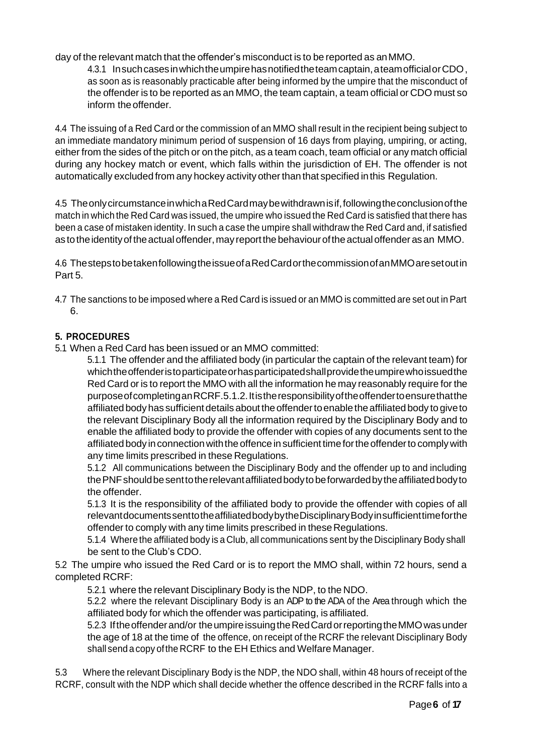day of the relevant match that the offender's misconduct is to be reported as an MMO.

4.3.1 In such cases in which the umpire has notified the team captain, a team official or CDO, as soon as is reasonably practicable after being informed by the umpire that the misconduct of the offender is to be reported as an MMO, the team captain, a team official or CDO must so inform the offender.

4.4 The issuing of a Red Card or the commission of an MMO shall result in the recipient being subject to an immediate mandatory minimum period of suspension of 16 days from playing, umpiring, or acting, either from the sides of the pitch or on the pitch, as a team coach, team official or any match official during any hockey match or event, which falls within the jurisdiction of EH. The offender is not automatically excluded from any hockey activity other than that specified in this Regulation.

4.5 The only circumstance in which a Red Card may be withdrawn is if, following the conclusion of the match in which the Red Card was issued, the umpire who issued the Red Card is satisfied that there has been a case of mistaken identity. In such a case the umpire shall withdraw the Red Card and, if satisfied as to the identity of the actual offender, may report the behaviour of the actual offender as an MMO.

4.6 The steps to be taken following the issue of a Red Card or the commission of an MMO are set out in Part 5.

4.7 The sanctions to be imposed where a Red Card is issued or an MMO is committed are set out in Part 6.

## 5. PROCEDURES

5.1 When a Red Card has been issued or an MMO committed:

5.1.1 The offender and the affiliated body (in particular the captain of the relevant team) for which the offender is to participate or has participated shall provide the umpire who issued the Red Card or is to report the MMO with all the information he may reasonably require for the purpose of completing an RCRF.5.1.2. It is the responsibility of the offender to ensure that the affiliated body has sufficient details about the offender to enable the affiliated body to give to the relevant Disciplinary Body all the information required by the Disciplinary Body and to enable the affiliated body to provide the offender with copies of any documents sent to the affiliated body in connection with the offence in sufficient time for the offender to comply with any time limits prescribed in these Regulations.

5.1.2 All communications between the Disciplinary Body and the offender up to and including the PNF should be sent to the relevant affiliated body to be forwarded by the affiliated body to the offender.

5.1.3 It is the responsibility of the affiliated body to provide the offender with copies of all relevant documents sent to the affiliated body by the Disciplinary Body in sufficient time for the offender to comply with any time limits prescribed in these Regulations.

5.1.4 Where the affiliated body is a Club, all communications sent by the Disciplinary Body shall be sent to the Club's CDO.

5.2 The umpire who issued the Red Card or is to report the MMO shall, within 72 hours, send a completed RCRF:

5.2.1 where the relevant Disciplinary Body is the NDP, to the NDO.

5.2.2 where the relevant Disciplinary Body is an ADP to the ADA of the Area through which the affiliated body for which the offender was participating, is affiliated.

5.2.3 If the offender and/or the umpire issuing the Red Card or reporting the MMO was under the age of 18 at the time of the offence, on receipt of the RCRF the relevant Disciplinary Body shall send a copy of the RCRF to the EH Ethics and Welfare Manager.

5.3 Where the relevant Disciplinary Body is the NDP, the NDO shall, within 48 hours of receipt of the RCRF, consult with the NDP which shall decide whether the offence described in the RCRF falls into a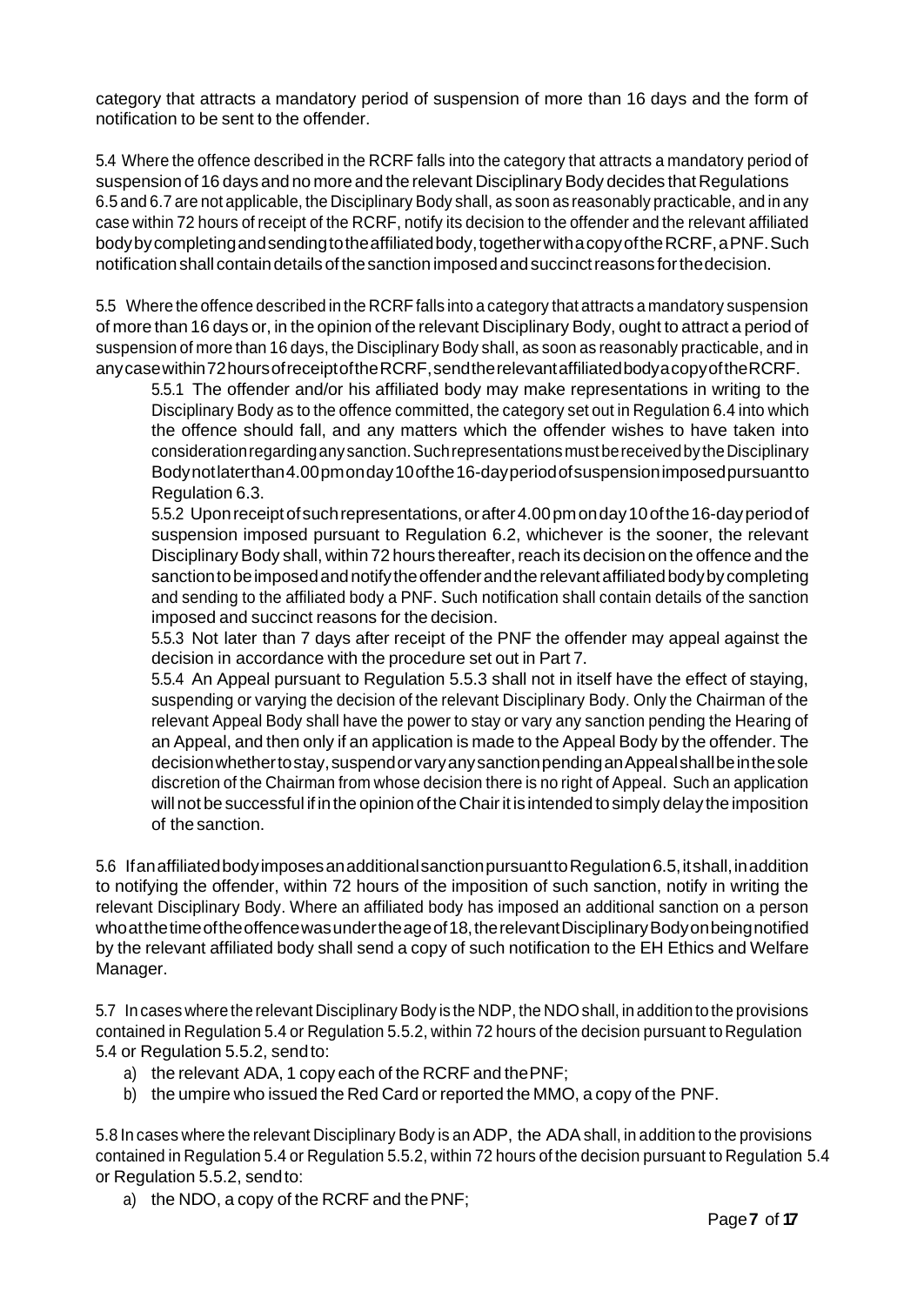category that attracts a mandatory period of suspension of more than 16 days and the form of notification to be sent to the offender.

5.4 Where the offence described in the RCRF falls into the category that attracts a mandatory period of suspension of 16 days and no more and the relevant Disciplinary Body decides that Regulations 6.5 and 6.7 are not applicable, the Disciplinary Body shall, as soon as reasonably practicable, and in any case within 72 hours of receipt of the RCRF, notify its decision to the offender and the relevant affiliated body by completing and sending to the affiliated body, together with a copy of the RCRF, a PNF. Such notification shall contain details of the sanction imposed and succinct reasons for the decision.

5.5 Where the offence described in the RCRF falls into a category that attracts a mandatory suspension of more than 16 days or, in the opinion of the relevant Disciplinary Body, ought to attract a period of suspension of more than 16 days, the Disciplinary Body shall, as soon as reasonably practicable, and in any case within 72 hours of receipt of the RCRF, send the relevant affiliated body a copy of the RCRF.

> 5.5.1 The offender and/or his affiliated body may make representations in writing to the Disciplinary Body as to the offence committed, the category set out in Regulation 6.4 into which the offence should fall, and any matters which the offender wishes to have taken into consideration regarding any sanction. Such representations must be received by the Disciplinary Body not later than 4.00pm on day 10 of the 16-day period of suspension imposed pursuant to Regulation 6.3.
>
> 5.5.2 Upon receipt of such representations, or after 4.00pm on day 10 of the 16-day period of suspension imposed pursuant to Regulation 6.2, whichever is the sooner, the relevant Disciplinary Body shall, within 72 hours thereafter, reach its decision on the offence and the sanction to be imposed and notify the offender and the relevant affiliated body by completing and sending to the affiliated body a PNF. Such notification shall contain details of the sanction imposed and succinct reasons for the decision.
>
> 5.5.3 Not later than 7 days after receipt of the PNF the offender may appeal against the decision in accordance with the procedure set out in Part 7.
>
> 5.5.4 An Appeal pursuant to Regulation 5.5.3 shall not in itself have the effect of staying, suspending or varying the decision of the relevant Disciplinary Body. Only the Chairman of the relevant Appeal Body shall have the power to stay or vary any sanction pending the Hearing of an Appeal, and then only if an application is made to the Appeal Body by the offender. The decision whether to stay, suspend or vary any sanction pending an Appeal shall be in the sole discretion of the Chairman from whose decision there is no right of Appeal. Such an application will not be successful if in the opinion of the Chair it is intended to simply delay the imposition of the sanction.

5.6 If an affiliated body imposes an additional sanction pursuant to Regulation 6.5, it shall, in addition to notifying the offender, within 72 hours of the imposition of such sanction, notify in writing the relevant Disciplinary Body. Where an affiliated body has imposed an additional sanction on a person who at the time of the offence was under the age of 18, the relevant Disciplinary Body on being notified by the relevant affiliated body shall send a copy of such notification to the EH Ethics and Welfare Manager.

5.7 In cases where the relevant Disciplinary Body is the NDP, the NDO shall, in addition to the provisions contained in Regulation 5.4 or Regulation 5.5.2, within 72 hours of the decision pursuant to Regulation 5.4 or Regulation 5.5.2, send to:

a) the relevant ADA, 1 copy each of the RCRF and the PNF;
b) the umpire who issued the Red Card or reported the MMO, a copy of the PNF.

5.8 In cases where the relevant Disciplinary Body is an ADP, the ADA shall, in addition to the provisions contained in Regulation 5.4 or Regulation 5.5.2, within 72 hours of the decision pursuant to Regulation 5.4 or Regulation 5.5.2, send to:

a) the NDO, a copy of the RCRF and the PNF;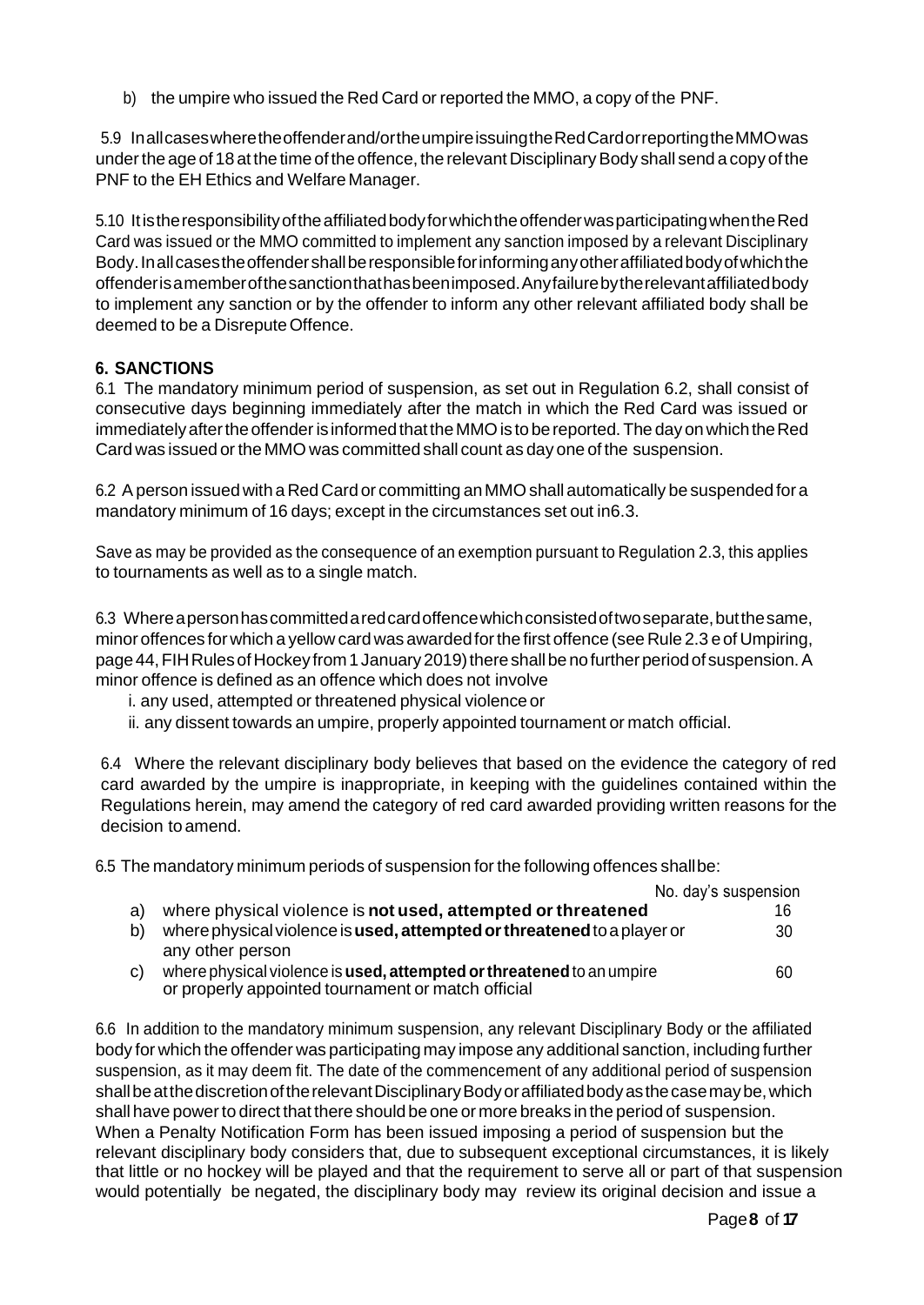b) the umpire who issued the Red Card or reported the MMO, a copy of the PNF.

5.9 In all cases where the offender and/or the umpire issuing the Red Card or reporting the MMO was under the age of 18 at the time of the offence, the relevant Disciplinary Body shall send a copy of the PNF to the EH Ethics and Welfare Manager.

5.10 It is the responsibility of the affiliated body for which the offender was participating when the Red Card was issued or the MMO committed to implement any sanction imposed by a relevant Disciplinary Body. In all cases the offender shall be responsible for informing any other affiliated body of which the offender is a member of the sanction that has been imposed. Any failure by the relevant affiliated body to implement any sanction or by the offender to inform any other relevant affiliated body shall be deemed to be a Disrepute Offence.

## 6. SANCTIONS

6.1 The mandatory minimum period of suspension, as set out in Regulation 6.2, shall consist of consecutive days beginning immediately after the match in which the Red Card was issued or immediately after the offender is informed that the MMO is to be reported. The day on which the Red Card was issued or the MMO was committed shall count as day one of the suspension.

6.2 A person issued with a Red Card or committing an MMO shall automatically be suspended for a mandatory minimum of 16 days; except in the circumstances set out in6.3.

Save as may be provided as the consequence of an exemption pursuant to Regulation 2.3, this applies to tournaments as well as to a single match.

6.3 Where a person has committed a red card offence which consisted of two separate, but the same, minor offences for which a yellow card was awarded for the first offence (see Rule 2.3 e of Umpiring, page 44, FIH Rules of Hockey from 1 January 2019) there shall be no further period of suspension. A minor offence is defined as an offence which does not involve

i. any used, attempted or threatened physical violence or

ii. any dissent towards an umpire, properly appointed tournament or match official.

6.4 Where the relevant disciplinary body believes that based on the evidence the category of red card awarded by the umpire is inappropriate, in keeping with the guidelines contained within the Regulations herein, may amend the category of red card awarded providing written reasons for the decision to amend.

6.5 The mandatory minimum periods of suspension for the following offences shall be:

| | | No. day's suspension |
|---|---|---|
| a) | where physical violence is **not used, attempted or threatened** | 16 |
| b) | where physical violence is **used, attempted or threatened** to a player or any other person | 30 |
| c) | where physical violence is **used, attempted or threatened** to an umpire or properly appointed tournament or match official | 60 |

6.6 In addition to the mandatory minimum suspension, any relevant Disciplinary Body or the affiliated body for which the offender was participating may impose any additional sanction, including further suspension, as it may deem fit. The date of the commencement of any additional period of suspension shall be at the discretion of the relevant Disciplinary Body or affiliated body as the case may be, which shall have power to direct that there should be one or more breaks in the period of suspension. When a Penalty Notification Form has been issued imposing a period of suspension but the relevant disciplinary body considers that, due to subsequent exceptional circumstances, it is likely that little or no hockey will be played and that the requirement to serve all or part of that suspension would potentially be negated, the disciplinary body may review its original decision and issue a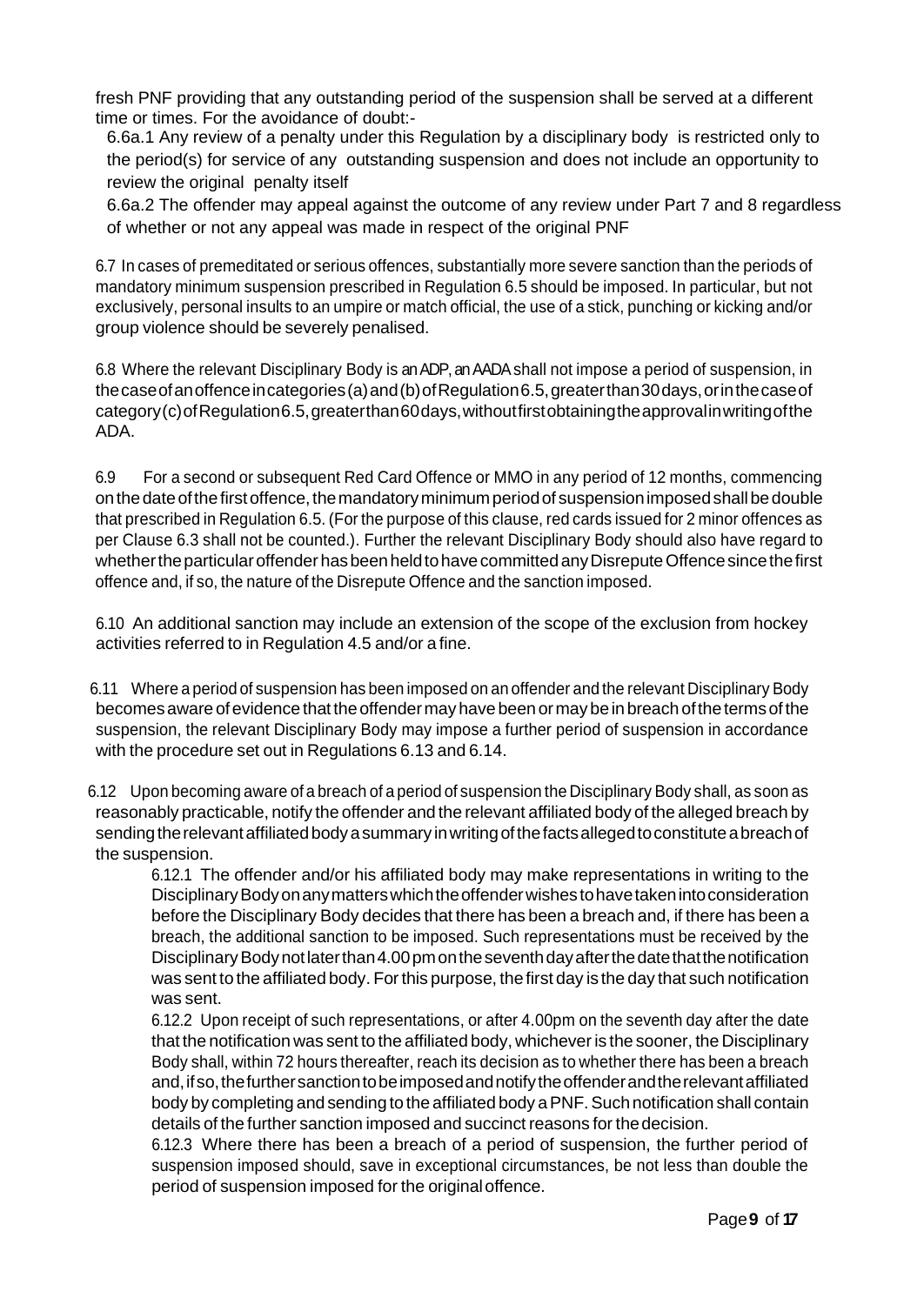fresh PNF providing that any outstanding period of the suspension shall be served at a different time or times. For the avoidance of doubt:-

6.6a.1 Any review of a penalty under this Regulation by a disciplinary body is restricted only to the period(s) for service of any outstanding suspension and does not include an opportunity to review the original penalty itself

6.6a.2 The offender may appeal against the outcome of any review under Part 7 and 8 regardless of whether or not any appeal was made in respect of the original PNF

6.7 In cases of premeditated or serious offences, substantially more severe sanction than the periods of mandatory minimum suspension prescribed in Regulation 6.5 should be imposed. In particular, but not exclusively, personal insults to an umpire or match official, the use of a stick, punching or kicking and/or group violence should be severely penalised.

6.8 Where the relevant Disciplinary Body is an ADP, an AADA shall not impose a period of suspension, in the case of an offence in categories (a) and (b) of Regulation 6.5, greater than 30 days, or in the case of category (c) of Regulation 6.5, greater than 60 days, without first obtaining the approval in writing of the ADA.

6.9 For a second or subsequent Red Card Offence or MMO in any period of 12 months, commencing on the date of the first offence, the mandatory minimum period of suspension imposed shall be double that prescribed in Regulation 6.5. (For the purpose of this clause, red cards issued for 2 minor offences as per Clause 6.3 shall not be counted.). Further the relevant Disciplinary Body should also have regard to whether the particular offender has been held to have committed any Disrepute Offence since the first offence and, if so, the nature of the Disrepute Offence and the sanction imposed.

6.10 An additional sanction may include an extension of the scope of the exclusion from hockey activities referred to in Regulation 4.5 and/or a fine.

6.11 Where a period of suspension has been imposed on an offender and the relevant Disciplinary Body becomes aware of evidence that the offender may have been or may be in breach of the terms of the suspension, the relevant Disciplinary Body may impose a further period of suspension in accordance with the procedure set out in Regulations 6.13 and 6.14.

6.12 Upon becoming aware of a breach of a period of suspension the Disciplinary Body shall, as soon as reasonably practicable, notify the offender and the relevant affiliated body of the alleged breach by sending the relevant affiliated body a summary in writing of the facts alleged to constitute a breach of the suspension.

6.12.1 The offender and/or his affiliated body may make representations in writing to the Disciplinary Body on any matters which the offender wishes to have taken into consideration before the Disciplinary Body decides that there has been a breach and, if there has been a breach, the additional sanction to be imposed. Such representations must be received by the Disciplinary Body not later than 4.00 pm on the seventh day after the date that the notification was sent to the affiliated body. For this purpose, the first day is the day that such notification was sent.

6.12.2 Upon receipt of such representations, or after 4.00pm on the seventh day after the date that the notification was sent to the affiliated body, whichever is the sooner, the Disciplinary Body shall, within 72 hours thereafter, reach its decision as to whether there has been a breach and, if so, the further sanction to be imposed and notify the offender and the relevant affiliated body by completing and sending to the affiliated body a PNF. Such notification shall contain details of the further sanction imposed and succinct reasons for the decision.

6.12.3 Where there has been a breach of a period of suspension, the further period of suspension imposed should, save in exceptional circumstances, be not less than double the period of suspension imposed for the original offence.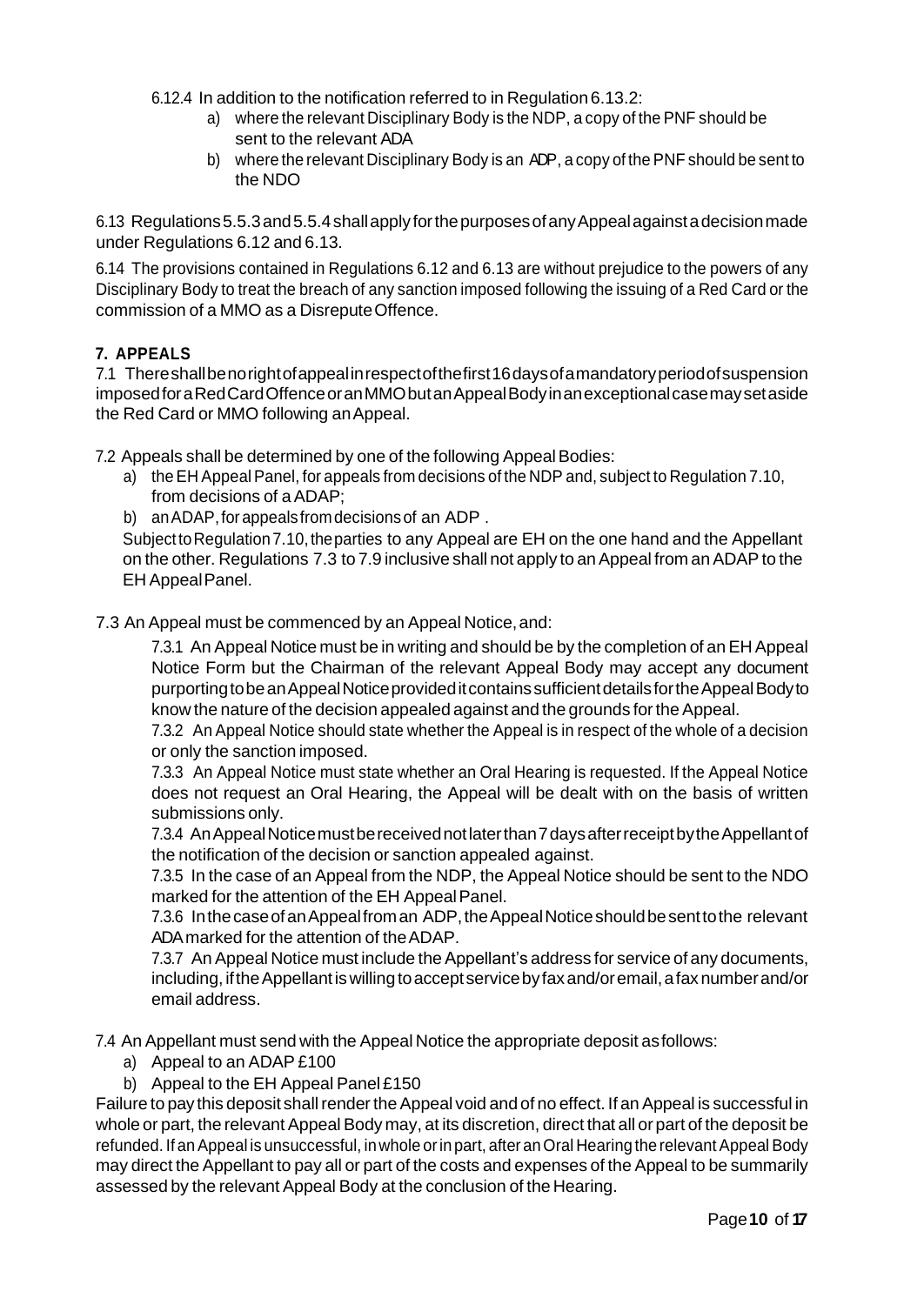6.12.4 In addition to the notification referred to in Regulation 6.13.2:

a) where the relevant Disciplinary Body is the NDP, a copy of the PNF should be sent to the relevant ADA
b) where the relevant Disciplinary Body is an ADP, a copy of the PNF should be sent to the NDO

6.13 Regulations 5.5.3 and 5.5.4 shall apply for the purposes of any Appeal against a decision made under Regulations 6.12 and 6.13.

6.14 The provisions contained in Regulations 6.12 and 6.13 are without prejudice to the powers of any Disciplinary Body to treat the breach of any sanction imposed following the issuing of a Red Card or the commission of a MMO as a Disrepute Offence.

## 7. APPEALS

7.1 There shall be no right of appeal in respect of the first 16 days of a mandatory period of suspension imposed for a Red Card Offence or an MMO but an Appeal Body in an exceptional case may set aside the Red Card or MMO following an Appeal.

7.2 Appeals shall be determined by one of the following Appeal Bodies:

a) the EH Appeal Panel, for appeals from decisions of the NDP and, subject to Regulation 7.10, from decisions of a ADAP;
b) an ADAP, for appeals from decisions of an ADP .

Subject to Regulation 7.10, the parties to any Appeal are EH on the one hand and the Appellant on the other. Regulations 7.3 to 7.9 inclusive shall not apply to an Appeal from an ADAP to the EH Appeal Panel.

7.3 An Appeal must be commenced by an Appeal Notice, and:

7.3.1 An Appeal Notice must be in writing and should be by the completion of an EH Appeal Notice Form but the Chairman of the relevant Appeal Body may accept any document purporting to be an Appeal Notice provided it contains sufficient details for the Appeal Body to know the nature of the decision appealed against and the grounds for the Appeal.

7.3.2 An Appeal Notice should state whether the Appeal is in respect of the whole of a decision or only the sanction imposed.

7.3.3 An Appeal Notice must state whether an Oral Hearing is requested. If the Appeal Notice does not request an Oral Hearing, the Appeal will be dealt with on the basis of written submissions only.

7.3.4 An Appeal Notice must be received not later than 7 days after receipt by the Appellant of the notification of the decision or sanction appealed against.

7.3.5 In the case of an Appeal from the NDP, the Appeal Notice should be sent to the NDO marked for the attention of the EH Appeal Panel.

7.3.6 In the case of an Appeal from an ADP, the Appeal Notice should be sent to the relevant ADA marked for the attention of the ADAP.

7.3.7 An Appeal Notice must include the Appellant's address for service of any documents, including, if the Appellant is willing to accept service by fax and/or email, a fax number and/or email address.

7.4 An Appellant must send with the Appeal Notice the appropriate deposit as follows:

a) Appeal to an ADAP £100
b) Appeal to the EH Appeal Panel £150

Failure to pay this deposit shall render the Appeal void and of no effect. If an Appeal is successful in whole or part, the relevant Appeal Body may, at its discretion, direct that all or part of the deposit be refunded. If an Appeal is unsuccessful, in whole or in part, after an Oral Hearing the relevant Appeal Body may direct the Appellant to pay all or part of the costs and expenses of the Appeal to be summarily assessed by the relevant Appeal Body at the conclusion of the Hearing.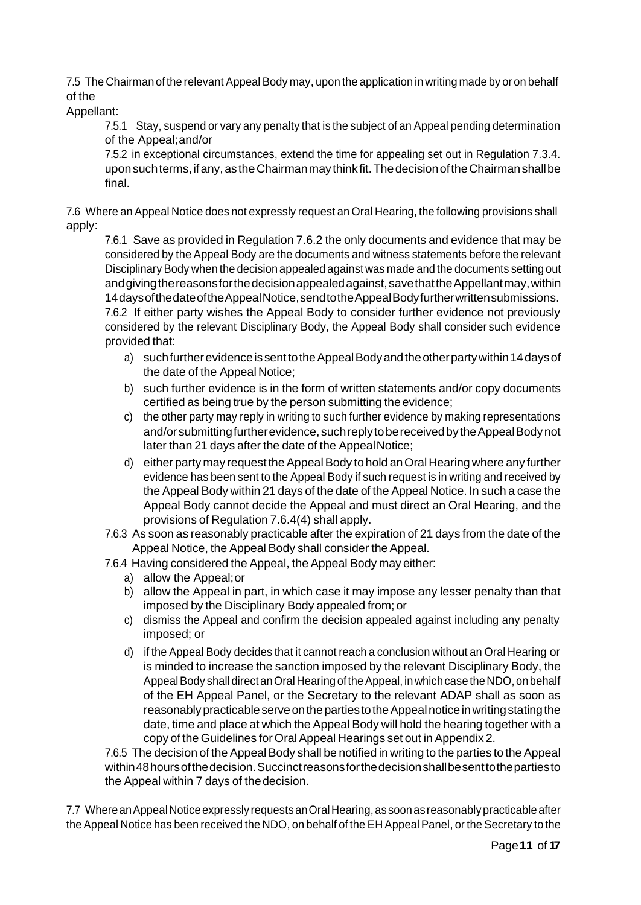7.5 The Chairman of the relevant Appeal Body may, upon the application in writing made by or on behalf of the Appellant:

7.5.1 Stay, suspend or vary any penalty that is the subject of an Appeal pending determination of the Appeal; and/or

7.5.2 in exceptional circumstances, extend the time for appealing set out in Regulation 7.3.4. upon such terms, if any, as the Chairman may think fit. The decision of the Chairman shall be final.

7.6 Where an Appeal Notice does not expressly request an Oral Hearing, the following provisions shall apply:

7.6.1 Save as provided in Regulation 7.6.2 the only documents and evidence that may be considered by the Appeal Body are the documents and witness statements before the relevant Disciplinary Body when the decision appealed against was made and the documents setting out and giving the reasons for the decision appealed against, save that the Appellant may, within 14 days of the date of the Appeal Notice, send to the Appeal Body further written submissions.

7.6.2 If either party wishes the Appeal Body to consider further evidence not previously considered by the relevant Disciplinary Body, the Appeal Body shall consider such evidence provided that:

a) such further evidence is sent to the Appeal Body and the other party within 14 days of the date of the Appeal Notice;
b) such further evidence is in the form of written statements and/or copy documents certified as being true by the person submitting the evidence;
c) the other party may reply in writing to such further evidence by making representations and/or submitting further evidence, such reply to be received by the Appeal Body not later than 21 days after the date of the Appeal Notice;
d) either party may request the Appeal Body to hold an Oral Hearing where any further evidence has been sent to the Appeal Body if such request is in writing and received by the Appeal Body within 21 days of the date of the Appeal Notice. In such a case the Appeal Body cannot decide the Appeal and must direct an Oral Hearing, and the provisions of Regulation 7.6.4(4) shall apply.

7.6.3 As soon as reasonably practicable after the expiration of 21 days from the date of the Appeal Notice, the Appeal Body shall consider the Appeal.

7.6.4 Having considered the Appeal, the Appeal Body may either:

a) allow the Appeal; or
b) allow the Appeal in part, in which case it may impose any lesser penalty than that imposed by the Disciplinary Body appealed from; or
c) dismiss the Appeal and confirm the decision appealed against including any penalty imposed; or
d) if the Appeal Body decides that it cannot reach a conclusion without an Oral Hearing or is minded to increase the sanction imposed by the relevant Disciplinary Body, the Appeal Body shall direct an Oral Hearing of the Appeal, in which case the NDO, on behalf of the EH Appeal Panel, or the Secretary to the relevant ADAP shall as soon as reasonably practicable serve on the parties to the Appeal notice in writing stating the date, time and place at which the Appeal Body will hold the hearing together with a copy of the Guidelines for Oral Appeal Hearings set out in Appendix 2.

7.6.5 The decision of the Appeal Body shall be notified in writing to the parties to the Appeal within 48 hours of the decision. Succinct reasons for the decision shall be sent to the parties to the Appeal within 7 days of the decision.

7.7 Where an Appeal Notice expressly requests an Oral Hearing, as soon as reasonably practicable after the Appeal Notice has been received the NDO, on behalf of the EH Appeal Panel, or the Secretary to the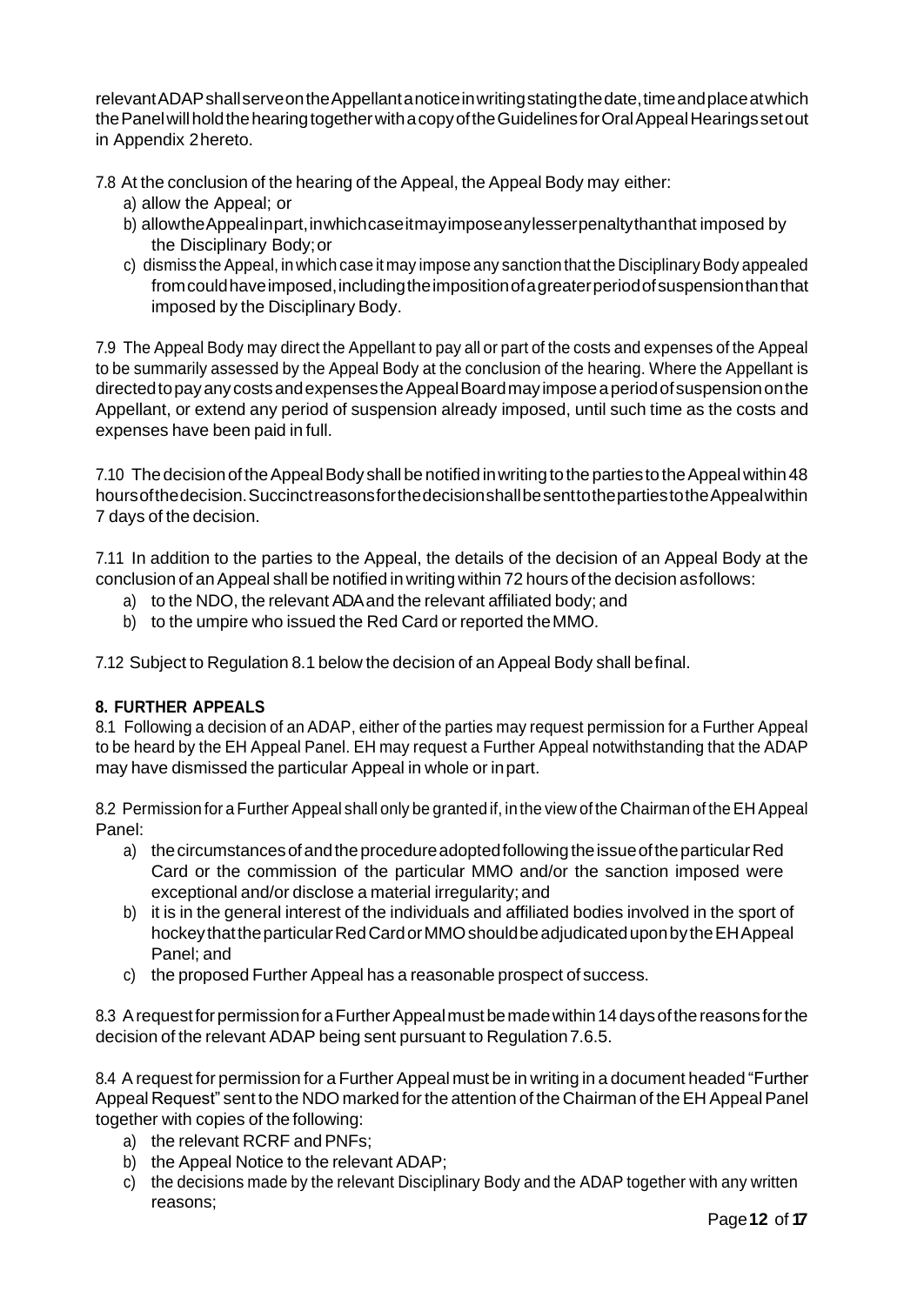relevant ADAP shall serve on the Appellant a notice in writing stating the date, time and place at which the Panel will hold the hearing together with a copy of the Guidelines for Oral Appeal Hearings set out in Appendix 2 hereto.

7.8 At the conclusion of the hearing of the Appeal, the Appeal Body may either:

a) allow the Appeal; or
b) allow the Appeal in part, in which case it may impose any lesser penalty than that imposed by the Disciplinary Body; or
c) dismiss the Appeal, in which case it may impose any sanction that the Disciplinary Body appealed from could have imposed, including the imposition of a greater period of suspension than that imposed by the Disciplinary Body.

7.9 The Appeal Body may direct the Appellant to pay all or part of the costs and expenses of the Appeal to be summarily assessed by the Appeal Body at the conclusion of the hearing. Where the Appellant is directed to pay any costs and expenses the Appeal Board may impose a period of suspension on the Appellant, or extend any period of suspension already imposed, until such time as the costs and expenses have been paid in full.

7.10 The decision of the Appeal Body shall be notified in writing to the parties to the Appeal within 48 hours of the decision. Succinct reasons for the decision shall be sent to the parties to the Appeal within 7 days of the decision.

7.11 In addition to the parties to the Appeal, the details of the decision of an Appeal Body at the conclusion of an Appeal shall be notified in writing within 72 hours of the decision as follows:

a) to the NDO, the relevant ADA and the relevant affiliated body; and
b) to the umpire who issued the Red Card or reported the MMO.

7.12 Subject to Regulation 8.1 below the decision of an Appeal Body shall be final.

**8. FURTHER APPEALS**

8.1 Following a decision of an ADAP, either of the parties may request permission for a Further Appeal to be heard by the EH Appeal Panel. EH may request a Further Appeal notwithstanding that the ADAP may have dismissed the particular Appeal in whole or in part.

8.2 Permission for a Further Appeal shall only be granted if, in the view of the Chairman of the EH Appeal Panel:

a) the circumstances of and the procedure adopted following the issue of the particular Red Card or the commission of the particular MMO and/or the sanction imposed were exceptional and/or disclose a material irregularity; and
b) it is in the general interest of the individuals and affiliated bodies involved in the sport of hockey that the particular Red Card or MMO should be adjudicated upon by the EH Appeal Panel; and
c) the proposed Further Appeal has a reasonable prospect of success.

8.3 A request for permission for a Further Appeal must be made within 14 days of the reasons for the decision of the relevant ADAP being sent pursuant to Regulation 7.6.5.

8.4 A request for permission for a Further Appeal must be in writing in a document headed "Further Appeal Request" sent to the NDO marked for the attention of the Chairman of the EH Appeal Panel together with copies of the following:

a) the relevant RCRF and PNFs;
b) the Appeal Notice to the relevant ADAP;
c) the decisions made by the relevant Disciplinary Body and the ADAP together with any written reasons;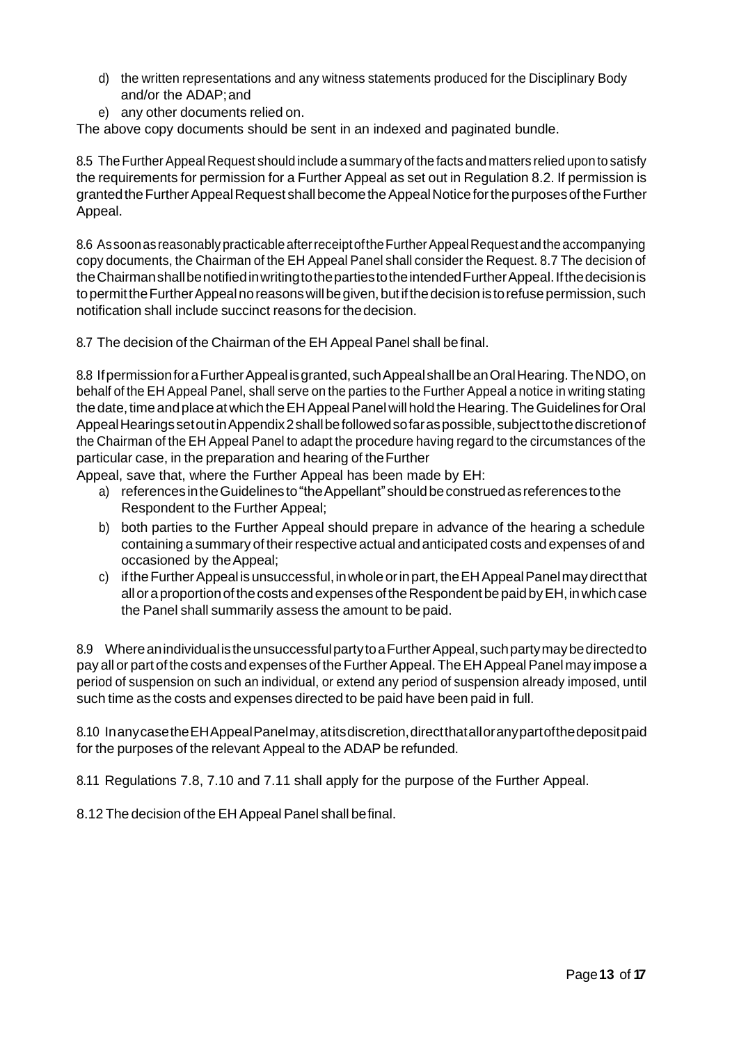d) the written representations and any witness statements produced for the Disciplinary Body and/or the ADAP; and
e) any other documents relied on.

The above copy documents should be sent in an indexed and paginated bundle.

8.5 The Further Appeal Request should include a summary of the facts and matters relied upon to satisfy the requirements for permission for a Further Appeal as set out in Regulation 8.2. If permission is granted the Further Appeal Request shall become the Appeal Notice for the purposes of the Further Appeal.

8.6 As soon as reasonably practicable after receipt of the Further Appeal Request and the accompanying copy documents, the Chairman of the EH Appeal Panel shall consider the Request. 8.7 The decision of the Chairman shall be notified in writing to the parties to the intended Further Appeal. If the decision is to permit the Further Appeal no reasons will be given, but if the decision is to refuse permission, such notification shall include succinct reasons for the decision.

8.7 The decision of the Chairman of the EH Appeal Panel shall be final.

8.8 If permission for a Further Appeal is granted, such Appeal shall be an Oral Hearing. The NDO, on behalf of the EH Appeal Panel, shall serve on the parties to the Further Appeal a notice in writing stating the date, time and place at which the EH Appeal Panel will hold the Hearing. The Guidelines for Oral Appeal Hearings set out in Appendix 2 shall be followed so far as possible, subject to the discretion of the Chairman of the EH Appeal Panel to adapt the procedure having regard to the circumstances of the particular case, in the preparation and hearing of the Further Appeal, save that, where the Further Appeal has been made by EH:

a) references in the Guidelines to "the Appellant" should be construed as references to the Respondent to the Further Appeal;
b) both parties to the Further Appeal should prepare in advance of the hearing a schedule containing a summary of their respective actual and anticipated costs and expenses of and occasioned by the Appeal;
c) if the Further Appeal is unsuccessful, in whole or in part, the EH Appeal Panel may direct that all or a proportion of the costs and expenses of the Respondent be paid by EH, in which case the Panel shall summarily assess the amount to be paid.

8.9 Where an individual is the unsuccessful party to a Further Appeal, such party may be directed to pay all or part of the costs and expenses of the Further Appeal. The EH Appeal Panel may impose a period of suspension on such an individual, or extend any period of suspension already imposed, until such time as the costs and expenses directed to be paid have been paid in full.

8.10 In any case the EH Appeal Panel may, at its discretion, direct that all or any part of the deposit paid for the purposes of the relevant Appeal to the ADAP be refunded.

8.11 Regulations 7.8, 7.10 and 7.11 shall apply for the purpose of the Further Appeal.

8.12 The decision of the EH Appeal Panel shall be final.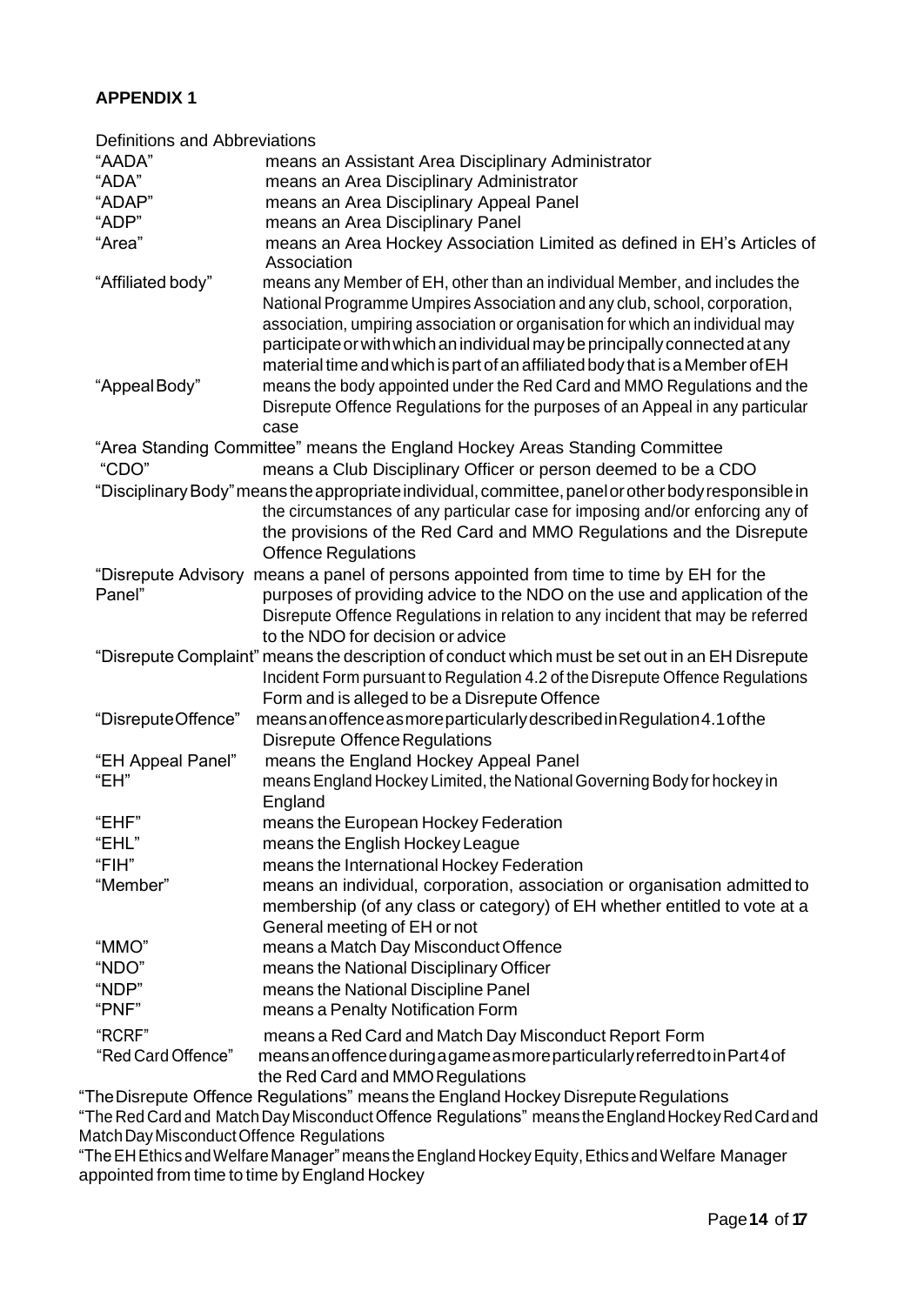**APPENDIX 1**

Definitions and Abbreviations

| | |
|---|---|
| "AADA" | means an Assistant Area Disciplinary Administrator |
| "ADA" | means an Area Disciplinary Administrator |
| "ADAP" | means an Area Disciplinary Appeal Panel |
| "ADP" | means an Area Disciplinary Panel |
| "Area" | means an Area Hockey Association Limited as defined in EH's Articles of Association |
| "Affiliated body" | means any Member of EH, other than an individual Member, and includes the National Programme Umpires Association and any club, school, corporation, association, umpiring association or organisation for which an individual may participate or with which an individual may be principally connected at any material time and which is part of an affiliated body that is a Member of EH |
| "Appeal Body" | means the body appointed under the Red Card and MMO Regulations and the Disrepute Offence Regulations for the purposes of an Appeal in any particular case |
| "Area Standing Committee" | means the England Hockey Areas Standing Committee |
| "CDO" | means a Club Disciplinary Officer or person deemed to be a CDO |
| "Disciplinary Body" | means the appropriate individual, committee, panel or other body responsible in the circumstances of any particular case for imposing and/or enforcing any of the provisions of the Red Card and MMO Regulations and the Disrepute Offence Regulations |
| "Disrepute Advisory Panel" | means a panel of persons appointed from time to time by EH for the purposes of providing advice to the NDO on the use and application of the Disrepute Offence Regulations in relation to any incident that may be referred to the NDO for decision or advice |
| "Disrepute Complaint" | means the description of conduct which must be set out in an EH Disrepute Incident Form pursuant to Regulation 4.2 of the Disrepute Offence Regulations Form and is alleged to be a Disrepute Offence |
| "Disrepute Offence" | means an offence as more particularly described in Regulation 4.1 of the Disrepute Offence Regulations |
| "EH Appeal Panel" | means the England Hockey Appeal Panel |
| "EH" | means England Hockey Limited, the National Governing Body for hockey in England |
| "EHF" | means the European Hockey Federation |
| "EHL" | means the English Hockey League |
| "FIH" | means the International Hockey Federation |
| "Member" | means an individual, corporation, association or organisation admitted to membership (of any class or category) of EH whether entitled to vote at a General meeting of EH or not |
| "MMO" | means a Match Day Misconduct Offence |
| "NDO" | means the National Disciplinary Officer |
| "NDP" | means the National Discipline Panel |
| "PNF" | means a Penalty Notification Form |
| "RCRF" | means a Red Card and Match Day Misconduct Report Form |
| "Red Card Offence" | means an offence during a game as more particularly referred to in Part 4 of the Red Card and MMO Regulations |

"The Disrepute Offence Regulations" means the England Hockey Disrepute Regulations

"The Red Card and Match Day Misconduct Offence Regulations" means the England Hockey Red Card and Match Day Misconduct Offence Regulations

"The EH Ethics and Welfare Manager" means the England Hockey Equity, Ethics and Welfare Manager appointed from time to time by England Hockey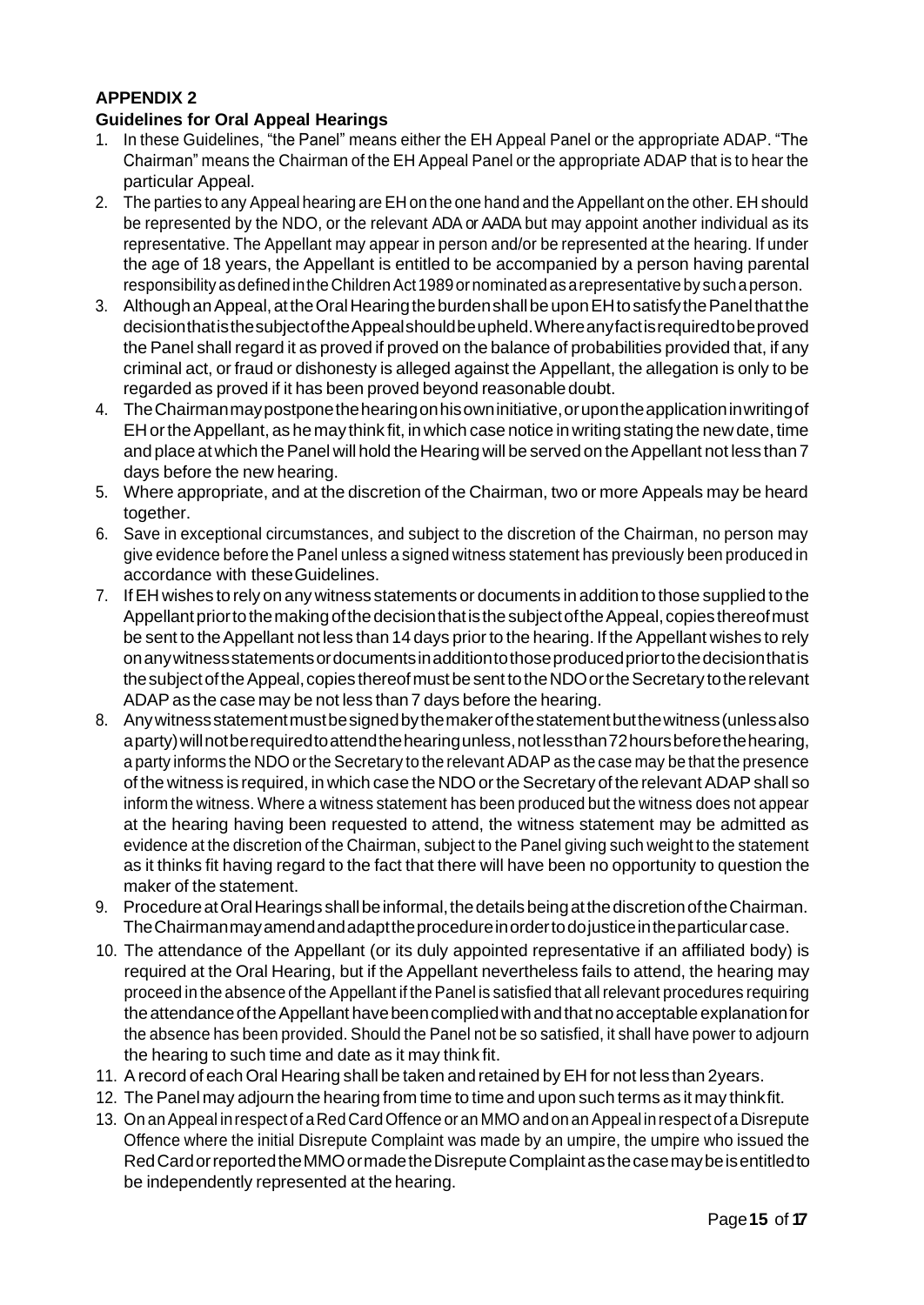**APPENDIX 2**

**Guidelines for Oral Appeal Hearings**

1. In these Guidelines, "the Panel" means either the EH Appeal Panel or the appropriate ADAP. "The Chairman" means the Chairman of the EH Appeal Panel or the appropriate ADAP that is to hear the particular Appeal.
2. The parties to any Appeal hearing are EH on the one hand and the Appellant on the other. EH should be represented by the NDO, or the relevant ADA or AADA but may appoint another individual as its representative. The Appellant may appear in person and/or be represented at the hearing. If under the age of 18 years, the Appellant is entitled to be accompanied by a person having parental responsibility as defined in the Children Act 1989 or nominated as a representative by such a person.
3. Although an Appeal, at the Oral Hearing the burden shall be upon EH to satisfy the Panel that the decision that is the subject of the Appeal should be upheld. Where any fact is required to be proved the Panel shall regard it as proved if proved on the balance of probabilities provided that, if any criminal act, or fraud or dishonesty is alleged against the Appellant, the allegation is only to be regarded as proved if it has been proved beyond reasonable doubt.
4. The Chairman may postpone the hearing on his own initiative, or upon the application in writing of EH or the Appellant, as he may think fit, in which case notice in writing stating the new date, time and place at which the Panel will hold the Hearing will be served on the Appellant not less than 7 days before the new hearing.
5. Where appropriate, and at the discretion of the Chairman, two or more Appeals may be heard together.
6. Save in exceptional circumstances, and subject to the discretion of the Chairman, no person may give evidence before the Panel unless a signed witness statement has previously been produced in accordance with these Guidelines.
7. If EH wishes to rely on any witness statements or documents in addition to those supplied to the Appellant prior to the making of the decision that is the subject of the Appeal, copies thereof must be sent to the Appellant not less than 14 days prior to the hearing. If the Appellant wishes to rely on any witness statements or documents in addition to those produced prior to the decision that is the subject of the Appeal, copies thereof must be sent to the NDO or the Secretary to the relevant ADAP as the case may be not less than 7 days before the hearing.
8. Any witness statement must be signed by the maker of the statement but the witness (unless also a party) will not be required to attend the hearing unless, not less than 72 hours before the hearing, a party informs the NDO or the Secretary to the relevant ADAP as the case may be that the presence of the witness is required, in which case the NDO or the Secretary of the relevant ADAP shall so inform the witness. Where a witness statement has been produced but the witness does not appear at the hearing having been requested to attend, the witness statement may be admitted as evidence at the discretion of the Chairman, subject to the Panel giving such weight to the statement as it thinks fit having regard to the fact that there will have been no opportunity to question the maker of the statement.
9. Procedure at Oral Hearings shall be informal, the details being at the discretion of the Chairman. The Chairman may amend and adapt the procedure in order to do justice in the particular case.
10. The attendance of the Appellant (or its duly appointed representative if an affiliated body) is required at the Oral Hearing, but if the Appellant nevertheless fails to attend, the hearing may proceed in the absence of the Appellant if the Panel is satisfied that all relevant procedures requiring the attendance of the Appellant have been complied with and that no acceptable explanation for the absence has been provided. Should the Panel not be so satisfied, it shall have power to adjourn the hearing to such time and date as it may think fit.
11. A record of each Oral Hearing shall be taken and retained by EH for not less than 2years.
12. The Panel may adjourn the hearing from time to time and upon such terms as it may think fit.
13. On an Appeal in respect of a Red Card Offence or an MMO and on an Appeal in respect of a Disrepute Offence where the initial Disrepute Complaint was made by an umpire, the umpire who issued the Red Card or reported the MMO or made the Disrepute Complaint as the case may be is entitled to be independently represented at the hearing.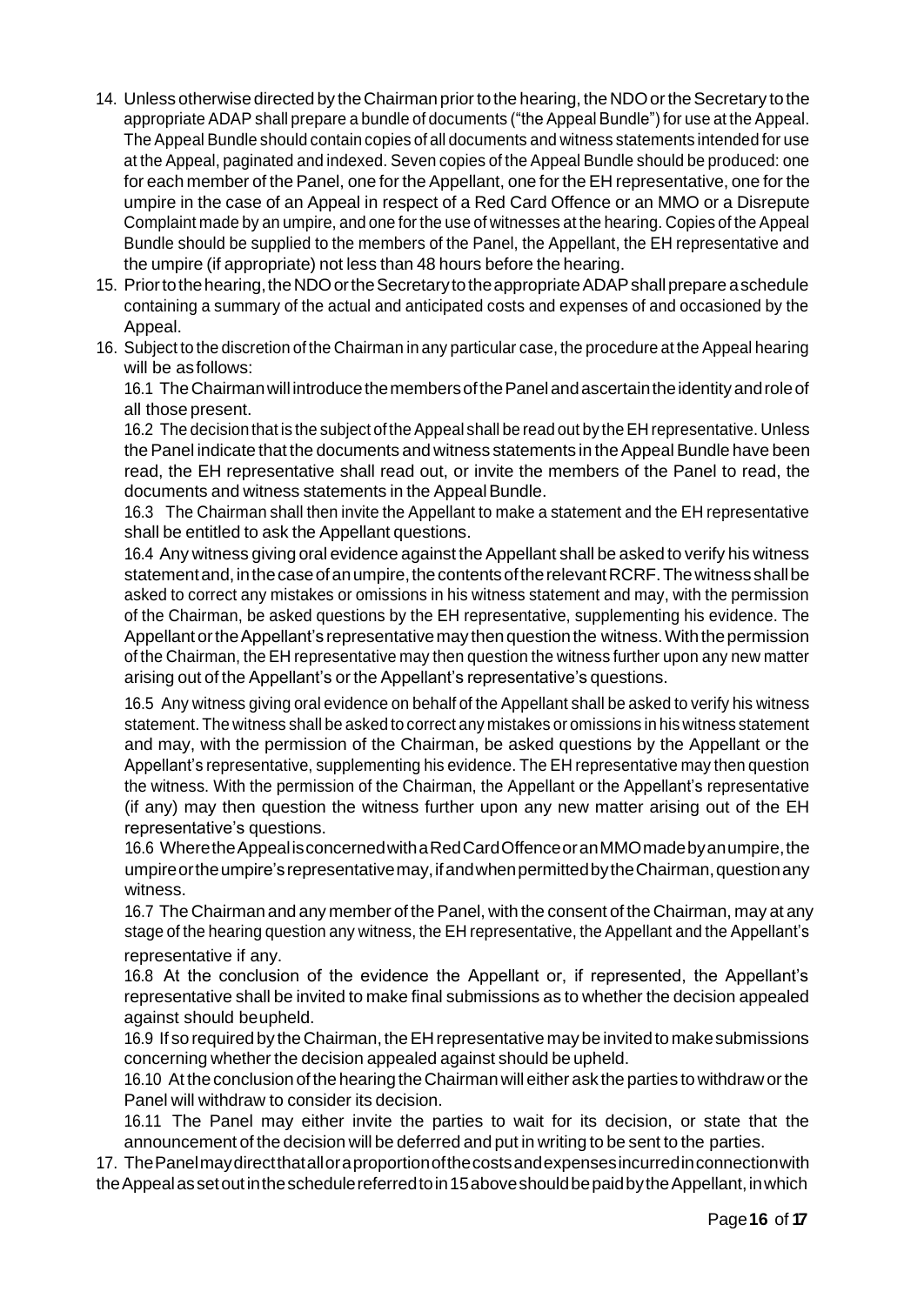14. Unless otherwise directed by the Chairman prior to the hearing, the NDO or the Secretary to the appropriate ADAP shall prepare a bundle of documents ("the Appeal Bundle") for use at the Appeal. The Appeal Bundle should contain copies of all documents and witness statements intended for use at the Appeal, paginated and indexed. Seven copies of the Appeal Bundle should be produced: one for each member of the Panel, one for the Appellant, one for the EH representative, one for the umpire in the case of an Appeal in respect of a Red Card Offence or an MMO or a Disrepute Complaint made by an umpire, and one for the use of witnesses at the hearing. Copies of the Appeal Bundle should be supplied to the members of the Panel, the Appellant, the EH representative and the umpire (if appropriate) not less than 48 hours before the hearing.
15. Prior to the hearing, the NDO or the Secretary to the appropriate ADAP shall prepare a schedule containing a summary of the actual and anticipated costs and expenses of and occasioned by the Appeal.
16. Subject to the discretion of the Chairman in any particular case, the procedure at the Appeal hearing will be as follows:

    16.1 The Chairman will introduce the members of the Panel and ascertain the identity and role of all those present.

    16.2 The decision that is the subject of the Appeal shall be read out by the EH representative. Unless the Panel indicate that the documents and witness statements in the Appeal Bundle have been read, the EH representative shall read out, or invite the members of the Panel to read, the documents and witness statements in the Appeal Bundle.

    16.3 The Chairman shall then invite the Appellant to make a statement and the EH representative shall be entitled to ask the Appellant questions.

    16.4 Any witness giving oral evidence against the Appellant shall be asked to verify his witness statement and, in the case of an umpire, the contents of the relevant RCRF. The witness shall be asked to correct any mistakes or omissions in his witness statement and may, with the permission of the Chairman, be asked questions by the EH representative, supplementing his evidence. The Appellant or the Appellant's representative may then question the witness. With the permission of the Chairman, the EH representative may then question the witness further upon any new matter arising out of the Appellant's or the Appellant's representative's questions.

    16.5 Any witness giving oral evidence on behalf of the Appellant shall be asked to verify his witness statement. The witness shall be asked to correct any mistakes or omissions in his witness statement and may, with the permission of the Chairman, be asked questions by the Appellant or the Appellant's representative, supplementing his evidence. The EH representative may then question the witness. With the permission of the Chairman, the Appellant or the Appellant's representative (if any) may then question the witness further upon any new matter arising out of the EH representative's questions.

    16.6 Where the Appeal is concerned with a Red Card Offence or an MMO made by an umpire, the umpire or the umpire's representative may, if and when permitted by the Chairman, question any witness.

    16.7 The Chairman and any member of the Panel, with the consent of the Chairman, may at any stage of the hearing question any witness, the EH representative, the Appellant and the Appellant's representative if any.

    16.8 At the conclusion of the evidence the Appellant or, if represented, the Appellant's representative shall be invited to make final submissions as to whether the decision appealed against should be upheld.

    16.9 If so required by the Chairman, the EH representative may be invited to make submissions concerning whether the decision appealed against should be upheld.

    16.10 At the conclusion of the hearing the Chairman will either ask the parties to withdraw or the Panel will withdraw to consider its decision.

    16.11 The Panel may either invite the parties to wait for its decision, or state that the announcement of the decision will be deferred and put in writing to be sent to the parties.
17. The Panel may direct that all or a proportion of the costs and expenses incurred in connection with the Appeal as set out in the schedule referred to in 15 above should be paid by the Appellant, in which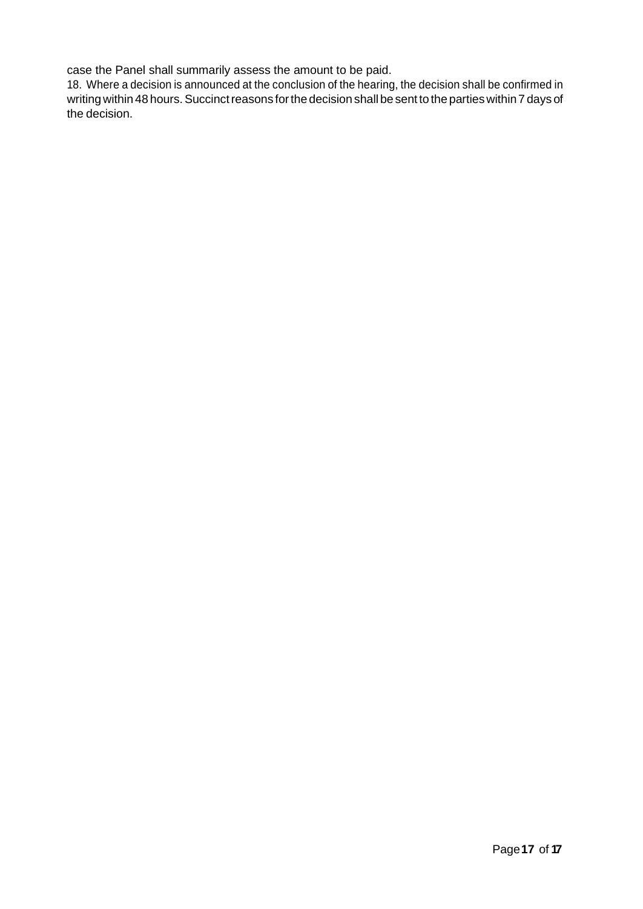case the Panel shall summarily assess the amount to be paid.

18. Where a decision is announced at the conclusion of the hearing, the decision shall be confirmed in writing within 48 hours. Succinct reasons for the decision shall be sent to the parties within 7 days of the decision.